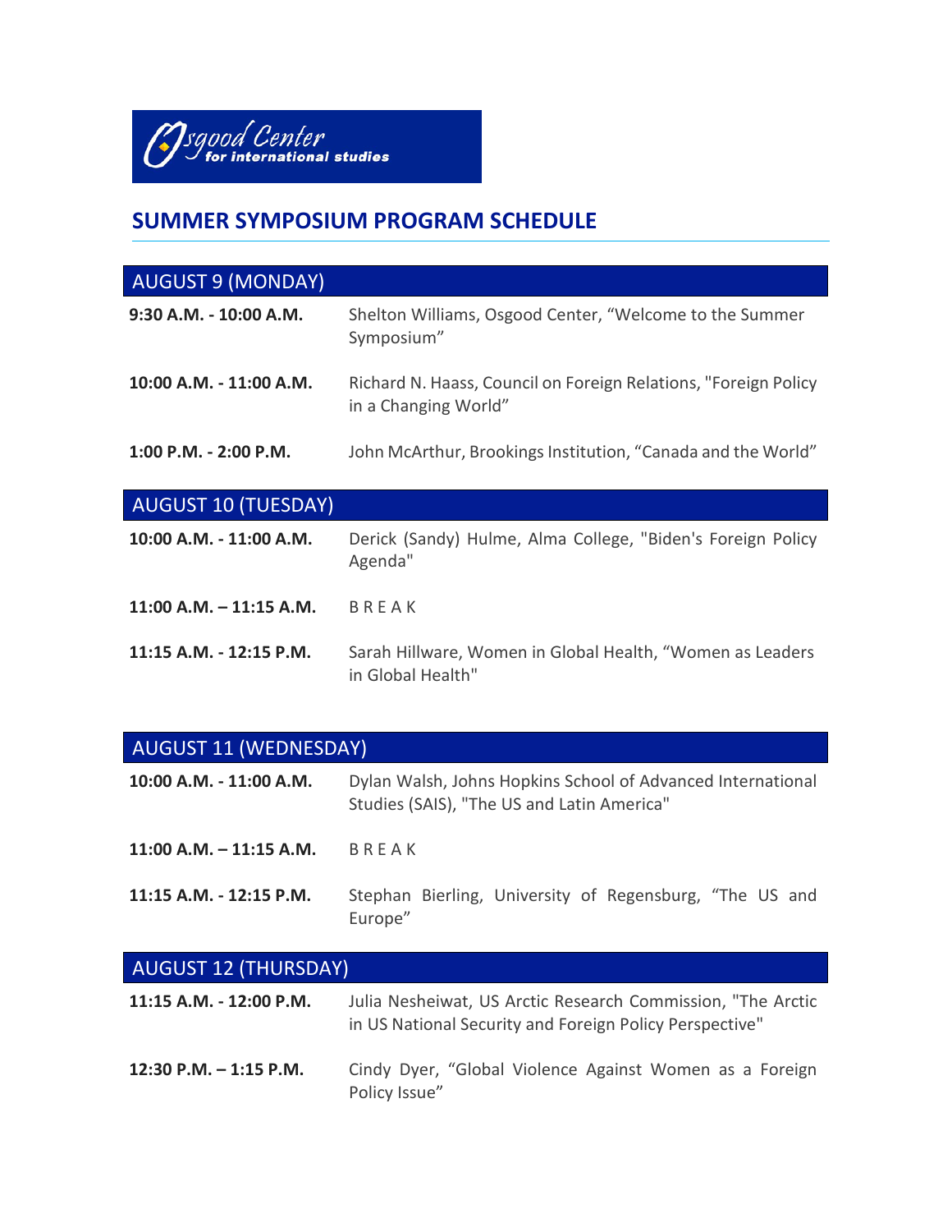Osgood Center for international studies

## SUMMER SYMPOSIUM PROGRAM SCHEDULE

| AUGUST 9 (MONDAY) | |
|---|---|
| **9:30 A.M. - 10:00 A.M.** | Shelton Williams, Osgood Center, "Welcome to the Summer Symposium" |
| **10:00 A.M. - 11:00 A.M.** | Richard N. Haass, Council on Foreign Relations, "Foreign Policy in a Changing World" |
| **1:00 P.M. - 2:00 P.M.** | John McArthur, Brookings Institution, "Canada and the World" |

| AUGUST 10 (TUESDAY) | |
|---|---|
| **10:00 A.M. - 11:00 A.M.** | Derick (Sandy) Hulme, Alma College, "Biden's Foreign Policy Agenda" |
| **11:00 A.M. – 11:15 A.M.** | B R E A K |
| **11:15 A.M. - 12:15 P.M.** | Sarah Hillware, Women in Global Health, "Women as Leaders in Global Health" |

| AUGUST 11 (WEDNESDAY) | |
|---|---|
| **10:00 A.M. - 11:00 A.M.** | Dylan Walsh, Johns Hopkins School of Advanced International Studies (SAIS), "The US and Latin America" |
| **11:00 A.M. – 11:15 A.M.** | B R E A K |
| **11:15 A.M. - 12:15 P.M.** | Stephan Bierling, University of Regensburg, "The US and Europe" |

| AUGUST 12 (THURSDAY) | |
|---|---|
| **11:15 A.M. - 12:00 P.M.** | Julia Nesheiwat, US Arctic Research Commission, "The Arctic in US National Security and Foreign Policy Perspective" |
| **12:30 P.M. – 1:15 P.M.** | Cindy Dyer, "Global Violence Against Women as a Foreign Policy Issue" |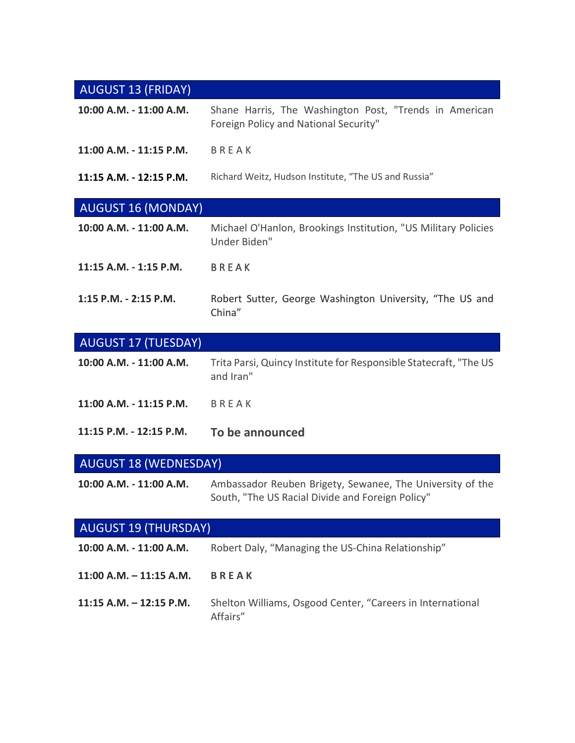| AUGUST 13 (FRIDAY) | |
|---|---|
| **10:00 A.M. - 11:00 A.M.** | Shane Harris, The Washington Post, "Trends in American Foreign Policy and National Security" |
| **11:00 A.M. - 11:15 P.M.** | B R E A K |
| **11:15 A.M. - 12:15 P.M.** | Richard Weitz, Hudson Institute, "The US and Russia" |

| AUGUST 16 (MONDAY) | |
|---|---|
| **10:00 A.M. - 11:00 A.M.** | Michael O'Hanlon, Brookings Institution, "US Military Policies Under Biden" |
| **11:15 A.M. - 1:15 P.M.** | B R E A K |
| **1:15 P.M. - 2:15 P.M.** | Robert Sutter, George Washington University, "The US and China" |

| AUGUST 17 (TUESDAY) | |
|---|---|
| **10:00 A.M. - 11:00 A.M.** | Trita Parsi, Quincy Institute for Responsible Statecraft, "The US and Iran" |
| **11:00 A.M. - 11:15 P.M.** | B R E A K |
| **11:15 P.M. - 12:15 P.M.** | **To be announced** |

| AUGUST 18 (WEDNESDAY) | |
|---|---|
| **10:00 A.M. - 11:00 A.M.** | Ambassador Reuben Brigety, Sewanee, The University of the South, "The US Racial Divide and Foreign Policy" |

| AUGUST 19 (THURSDAY) | |
|---|---|
| **10:00 A.M. - 11:00 A.M.** | Robert Daly, "Managing the US-China Relationship" |
| **11:00 A.M. – 11:15 A.M.** | **B R E A K** |
| **11:15 A.M. – 12:15 P.M.** | Shelton Williams, Osgood Center, "Careers in International Affairs" |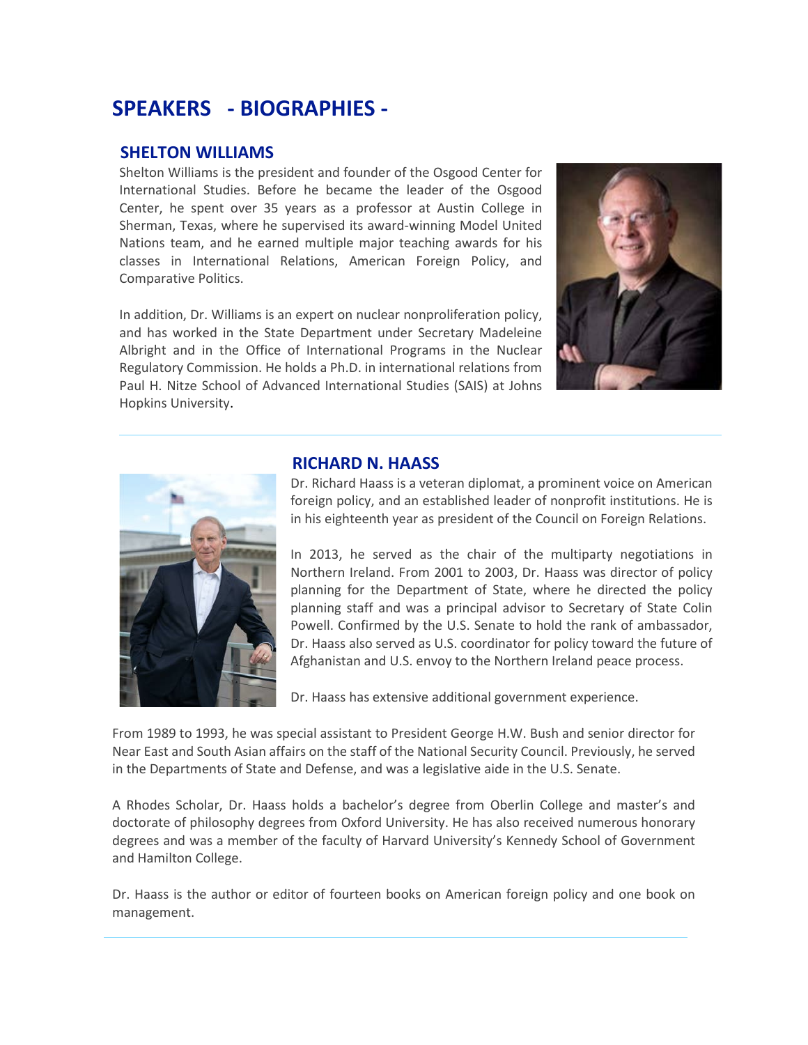# SPEAKERS - BIOGRAPHIES -

## SHELTON WILLIAMS

Shelton Williams is the president and founder of the Osgood Center for International Studies. Before he became the leader of the Osgood Center, he spent over 35 years as a professor at Austin College in Sherman, Texas, where he supervised its award-winning Model United Nations team, and he earned multiple major teaching awards for his classes in International Relations, American Foreign Policy, and Comparative Politics.

In addition, Dr. Williams is an expert on nuclear nonproliferation policy, and has worked in the State Department under Secretary Madeleine Albright and in the Office of International Programs in the Nuclear Regulatory Commission. He holds a Ph.D. in international relations from Paul H. Nitze School of Advanced International Studies (SAIS) at Johns Hopkins University.

---

## RICHARD N. HAASS

Dr. Richard Haass is a veteran diplomat, a prominent voice on American foreign policy, and an established leader of nonprofit institutions. He is in his eighteenth year as president of the Council on Foreign Relations.

In 2013, he served as the chair of the multiparty negotiations in Northern Ireland. From 2001 to 2003, Dr. Haass was director of policy planning for the Department of State, where he directed the policy planning staff and was a principal advisor to Secretary of State Colin Powell. Confirmed by the U.S. Senate to hold the rank of ambassador, Dr. Haass also served as U.S. coordinator for policy toward the future of Afghanistan and U.S. envoy to the Northern Ireland peace process.

Dr. Haass has extensive additional government experience.

From 1989 to 1993, he was special assistant to President George H.W. Bush and senior director for Near East and South Asian affairs on the staff of the National Security Council. Previously, he served in the Departments of State and Defense, and was a legislative aide in the U.S. Senate.

A Rhodes Scholar, Dr. Haass holds a bachelor's degree from Oberlin College and master's and doctorate of philosophy degrees from Oxford University. He has also received numerous honorary degrees and was a member of the faculty of Harvard University's Kennedy School of Government and Hamilton College.

Dr. Haass is the author or editor of fourteen books on American foreign policy and one book on management.

---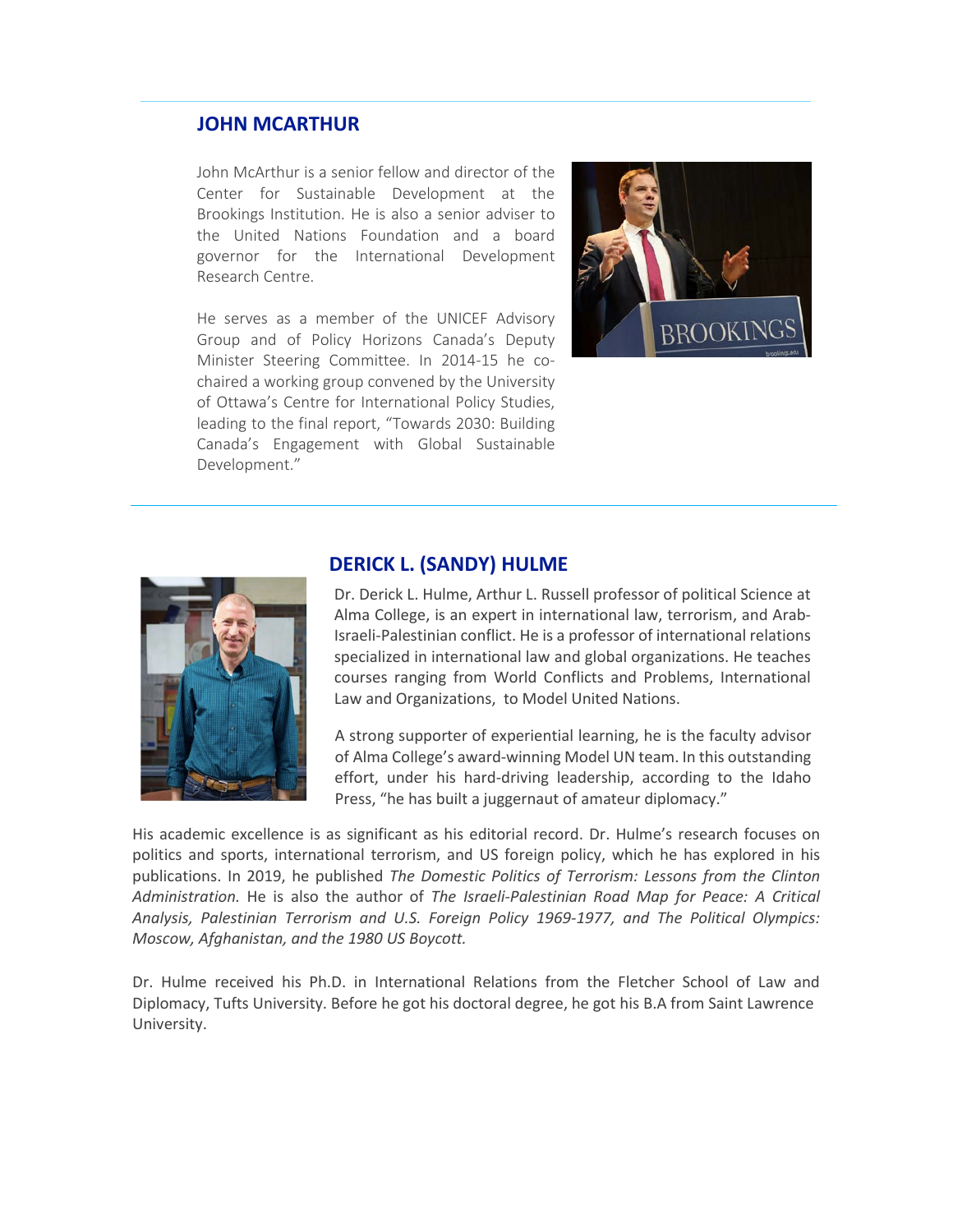## JOHN MCARTHUR

John McArthur is a senior fellow and director of the Center for Sustainable Development at the Brookings Institution. He is also a senior adviser to the United Nations Foundation and a board governor for the International Development Research Centre.

He serves as a member of the UNICEF Advisory Group and of Policy Horizons Canada's Deputy Minister Steering Committee. In 2014-15 he co-chaired a working group convened by the University of Ottawa's Centre for International Policy Studies, leading to the final report, "Towards 2030: Building Canada's Engagement with Global Sustainable Development."

## DERICK L. (SANDY) HULME

Dr. Derick L. Hulme, Arthur L. Russell professor of political Science at Alma College, is an expert in international law, terrorism, and Arab-Israeli-Palestinian conflict. He is a professor of international relations specialized in international law and global organizations. He teaches courses ranging from World Conflicts and Problems, International Law and Organizations, to Model United Nations.

A strong supporter of experiential learning, he is the faculty advisor of Alma College's award-winning Model UN team. In this outstanding effort, under his hard-driving leadership, according to the Idaho Press, "he has built a juggernaut of amateur diplomacy."

His academic excellence is as significant as his editorial record. Dr. Hulme's research focuses on politics and sports, international terrorism, and US foreign policy, which he has explored in his publications. In 2019, he published *The Domestic Politics of Terrorism: Lessons from the Clinton Administration.* He is also the author of *The Israeli-Palestinian Road Map for Peace: A Critical Analysis, Palestinian Terrorism and U.S. Foreign Policy 1969-1977, and The Political Olympics: Moscow, Afghanistan, and the 1980 US Boycott.*

Dr. Hulme received his Ph.D. in International Relations from the Fletcher School of Law and Diplomacy, Tufts University. Before he got his doctoral degree, he got his B.A from Saint Lawrence University.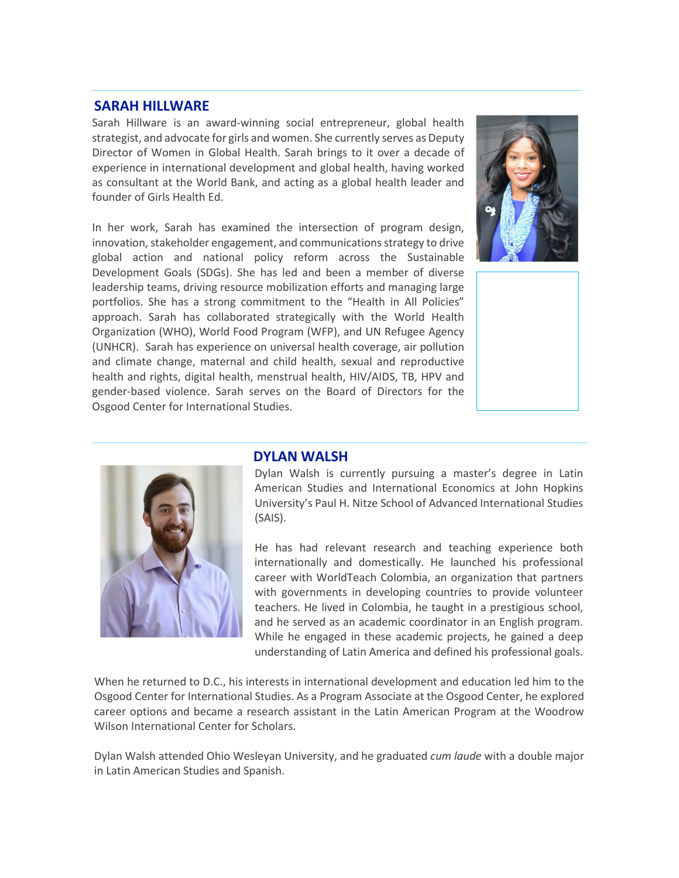## SARAH HILLWARE

Sarah Hillware is an award-winning social entrepreneur, global health strategist, and advocate for girls and women. She currently serves as Deputy Director of Women in Global Health. Sarah brings to it over a decade of experience in international development and global health, having worked as consultant at the World Bank, and acting as a global health leader and founder of Girls Health Ed.

In her work, Sarah has examined the intersection of program design, innovation, stakeholder engagement, and communications strategy to drive global action and national policy reform across the Sustainable Development Goals (SDGs). She has led and been a member of diverse leadership teams, driving resource mobilization efforts and managing large portfolios. She has a strong commitment to the "Health in All Policies" approach. Sarah has collaborated strategically with the World Health Organization (WHO), World Food Program (WFP), and UN Refugee Agency (UNHCR). Sarah has experience on universal health coverage, air pollution and climate change, maternal and child health, sexual and reproductive health and rights, digital health, menstrual health, HIV/AIDS, TB, HPV and gender-based violence. Sarah serves on the Board of Directors for the Osgood Center for International Studies.

## DYLAN WALSH

Dylan Walsh is currently pursuing a master's degree in Latin American Studies and International Economics at John Hopkins University's Paul H. Nitze School of Advanced International Studies (SAIS).

He has had relevant research and teaching experience both internationally and domestically. He launched his professional career with WorldTeach Colombia, an organization that partners with governments in developing countries to provide volunteer teachers. He lived in Colombia, he taught in a prestigious school, and he served as an academic coordinator in an English program. While he engaged in these academic projects, he gained a deep understanding of Latin America and defined his professional goals.

When he returned to D.C., his interests in international development and education led him to the Osgood Center for International Studies. As a Program Associate at the Osgood Center, he explored career options and became a research assistant in the Latin American Program at the Woodrow Wilson International Center for Scholars.

Dylan Walsh attended Ohio Wesleyan University, and he graduated *cum laude* with a double major in Latin American Studies and Spanish.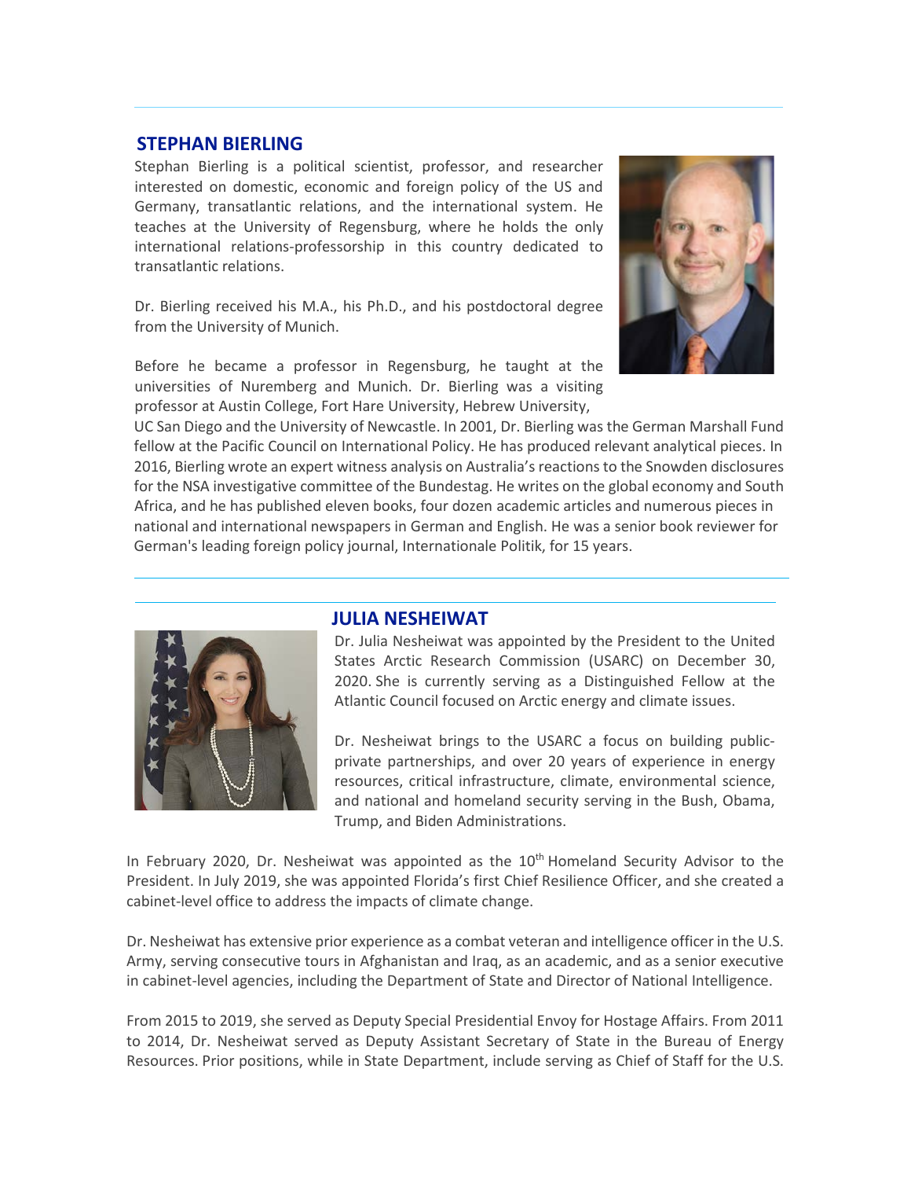## STEPHAN BIERLING

Stephan Bierling is a political scientist, professor, and researcher interested on domestic, economic and foreign policy of the US and Germany, transatlantic relations, and the international system. He teaches at the University of Regensburg, where he holds the only international relations-professorship in this country dedicated to transatlantic relations.

Dr. Bierling received his M.A., his Ph.D., and his postdoctoral degree from the University of Munich.

Before he became a professor in Regensburg, he taught at the universities of Nuremberg and Munich. Dr. Bierling was a visiting professor at Austin College, Fort Hare University, Hebrew University, UC San Diego and the University of Newcastle. In 2001, Dr. Bierling was the German Marshall Fund fellow at the Pacific Council on International Policy. He has produced relevant analytical pieces. In 2016, Bierling wrote an expert witness analysis on Australia's reactions to the Snowden disclosures for the NSA investigative committee of the Bundestag. He writes on the global economy and South Africa, and he has published eleven books, four dozen academic articles and numerous pieces in national and international newspapers in German and English. He was a senior book reviewer for German's leading foreign policy journal, Internationale Politik, for 15 years.

## JULIA NESHEIWAT

Dr. Julia Nesheiwat was appointed by the President to the United States Arctic Research Commission (USARC) on December 30, 2020. She is currently serving as a Distinguished Fellow at the Atlantic Council focused on Arctic energy and climate issues.

Dr. Nesheiwat brings to the USARC a focus on building public-private partnerships, and over 20 years of experience in energy resources, critical infrastructure, climate, environmental science, and national and homeland security serving in the Bush, Obama, Trump, and Biden Administrations.

In February 2020, Dr. Nesheiwat was appointed as the 10th Homeland Security Advisor to the President. In July 2019, she was appointed Florida's first Chief Resilience Officer, and she created a cabinet-level office to address the impacts of climate change.

Dr. Nesheiwat has extensive prior experience as a combat veteran and intelligence officer in the U.S. Army, serving consecutive tours in Afghanistan and Iraq, as an academic, and as a senior executive in cabinet-level agencies, including the Department of State and Director of National Intelligence.

From 2015 to 2019, she served as Deputy Special Presidential Envoy for Hostage Affairs. From 2011 to 2014, Dr. Nesheiwat served as Deputy Assistant Secretary of State in the Bureau of Energy Resources. Prior positions, while in State Department, include serving as Chief of Staff for the U.S.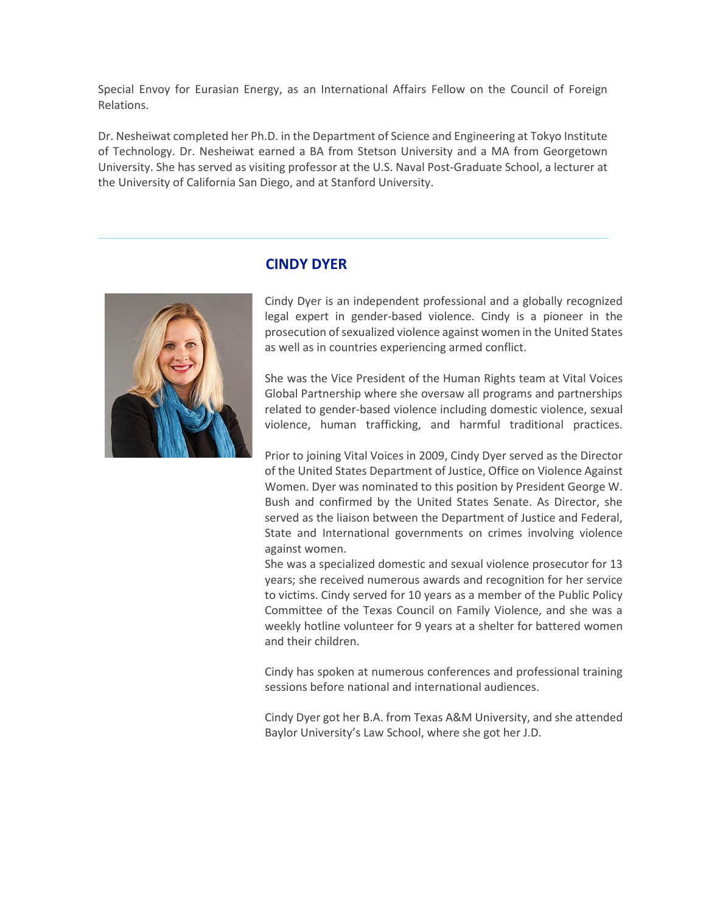Special Envoy for Eurasian Energy, as an International Affairs Fellow on the Council of Foreign Relations.

Dr. Nesheiwat completed her Ph.D. in the Department of Science and Engineering at Tokyo Institute of Technology. Dr. Nesheiwat earned a BA from Stetson University and a MA from Georgetown University. She has served as visiting professor at the U.S. Naval Post-Graduate School, a lecturer at the University of California San Diego, and at Stanford University.

---

## CINDY DYER

Cindy Dyer is an independent professional and a globally recognized legal expert in gender-based violence. Cindy is a pioneer in the prosecution of sexualized violence against women in the United States as well as in countries experiencing armed conflict.

She was the Vice President of the Human Rights team at Vital Voices Global Partnership where she oversaw all programs and partnerships related to gender-based violence including domestic violence, sexual violence, human trafficking, and harmful traditional practices.

Prior to joining Vital Voices in 2009, Cindy Dyer served as the Director of the United States Department of Justice, Office on Violence Against Women. Dyer was nominated to this position by President George W. Bush and confirmed by the United States Senate. As Director, she served as the liaison between the Department of Justice and Federal, State and International governments on crimes involving violence against women.
She was a specialized domestic and sexual violence prosecutor for 13 years; she received numerous awards and recognition for her service to victims. Cindy served for 10 years as a member of the Public Policy Committee of the Texas Council on Family Violence, and she was a weekly hotline volunteer for 9 years at a shelter for battered women and their children.

Cindy has spoken at numerous conferences and professional training sessions before national and international audiences.

Cindy Dyer got her B.A. from Texas A&M University, and she attended Baylor University's Law School, where she got her J.D.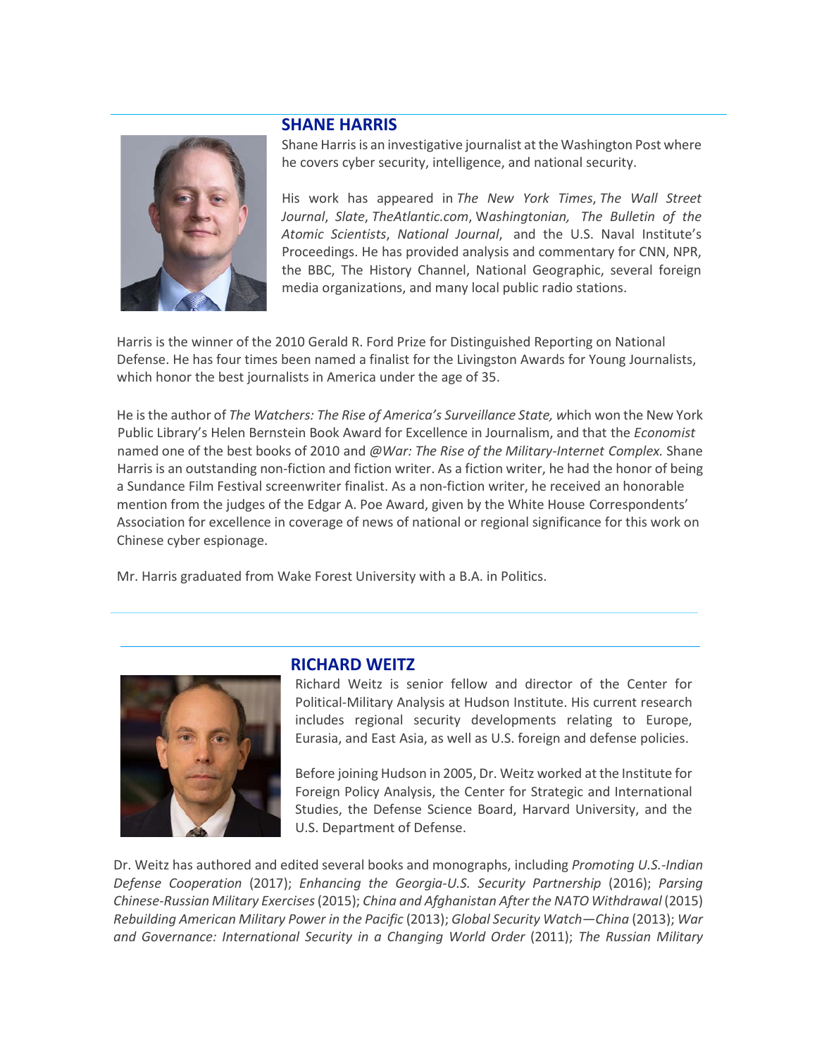## SHANE HARRIS

Shane Harris is an investigative journalist at the Washington Post where he covers cyber security, intelligence, and national security.

His work has appeared in *The New York Times*, *The Wall Street Journal*, *Slate*, *TheAtlantic.com*, *Washingtonian*, *The Bulletin of the Atomic Scientists*, *National Journal*, and the U.S. Naval Institute's Proceedings. He has provided analysis and commentary for CNN, NPR, the BBC, The History Channel, National Geographic, several foreign media organizations, and many local public radio stations.

Harris is the winner of the 2010 Gerald R. Ford Prize for Distinguished Reporting on National Defense. He has four times been named a finalist for the Livingston Awards for Young Journalists, which honor the best journalists in America under the age of 35.

He is the author of *The Watchers: The Rise of America's Surveillance State,* which won the New York Public Library's Helen Bernstein Book Award for Excellence in Journalism, and that the *Economist* named one of the best books of 2010 and *@War: The Rise of the Military-Internet Complex.* Shane Harris is an outstanding non-fiction and fiction writer. As a fiction writer, he had the honor of being a Sundance Film Festival screenwriter finalist. As a non-fiction writer, he received an honorable mention from the judges of the Edgar A. Poe Award, given by the White House Correspondents' Association for excellence in coverage of news of national or regional significance for this work on Chinese cyber espionage.

Mr. Harris graduated from Wake Forest University with a B.A. in Politics.

## RICHARD WEITZ

Richard Weitz is senior fellow and director of the Center for Political-Military Analysis at Hudson Institute. His current research includes regional security developments relating to Europe, Eurasia, and East Asia, as well as U.S. foreign and defense policies.

Before joining Hudson in 2005, Dr. Weitz worked at the Institute for Foreign Policy Analysis, the Center for Strategic and International Studies, the Defense Science Board, Harvard University, and the U.S. Department of Defense.

Dr. Weitz has authored and edited several books and monographs, including *Promoting U.S.-Indian Defense Cooperation* (2017); *Enhancing the Georgia-U.S. Security Partnership* (2016); *Parsing Chinese-Russian Military Exercises* (2015); *China and Afghanistan After the NATO Withdrawal* (2015) *Rebuilding American Military Power in the Pacific* (2013); *Global Security Watch—China* (2013); *War and Governance: International Security in a Changing World Order* (2011); *The Russian Military*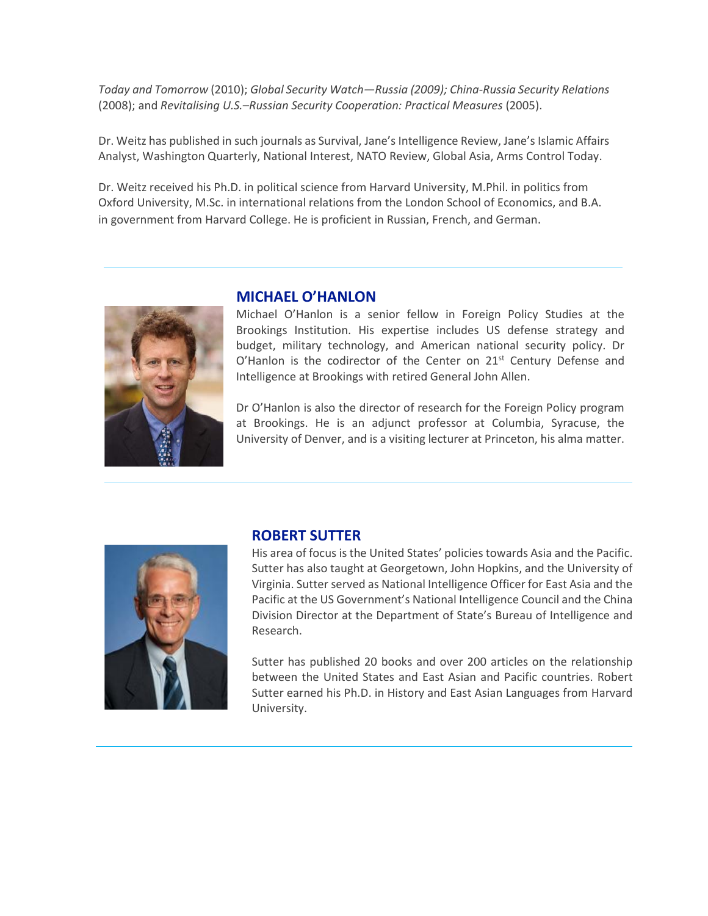*Today and Tomorrow* (2010); *Global Security Watch—Russia (2009); China-Russia Security Relations* (2008); and *Revitalising U.S.–Russian Security Cooperation: Practical Measures* (2005).

Dr. Weitz has published in such journals as Survival, Jane's Intelligence Review, Jane's Islamic Affairs Analyst, Washington Quarterly, National Interest, NATO Review, Global Asia, Arms Control Today.

Dr. Weitz received his Ph.D. in political science from Harvard University, M.Phil. in politics from Oxford University, M.Sc. in international relations from the London School of Economics, and B.A. in government from Harvard College. He is proficient in Russian, French, and German.

---

## MICHAEL O'HANLON

Michael O'Hanlon is a senior fellow in Foreign Policy Studies at the Brookings Institution. His expertise includes US defense strategy and budget, military technology, and American national security policy. Dr O'Hanlon is the codirector of the Center on 21st Century Defense and Intelligence at Brookings with retired General John Allen.

Dr O'Hanlon is also the director of research for the Foreign Policy program at Brookings. He is an adjunct professor at Columbia, Syracuse, the University of Denver, and is a visiting lecturer at Princeton, his alma matter.

---

## ROBERT SUTTER

His area of focus is the United States' policies towards Asia and the Pacific. Sutter has also taught at Georgetown, John Hopkins, and the University of Virginia. Sutter served as National Intelligence Officer for East Asia and the Pacific at the US Government's National Intelligence Council and the China Division Director at the Department of State's Bureau of Intelligence and Research.

Sutter has published 20 books and over 200 articles on the relationship between the United States and East Asian and Pacific countries. Robert Sutter earned his Ph.D. in History and East Asian Languages from Harvard University.

---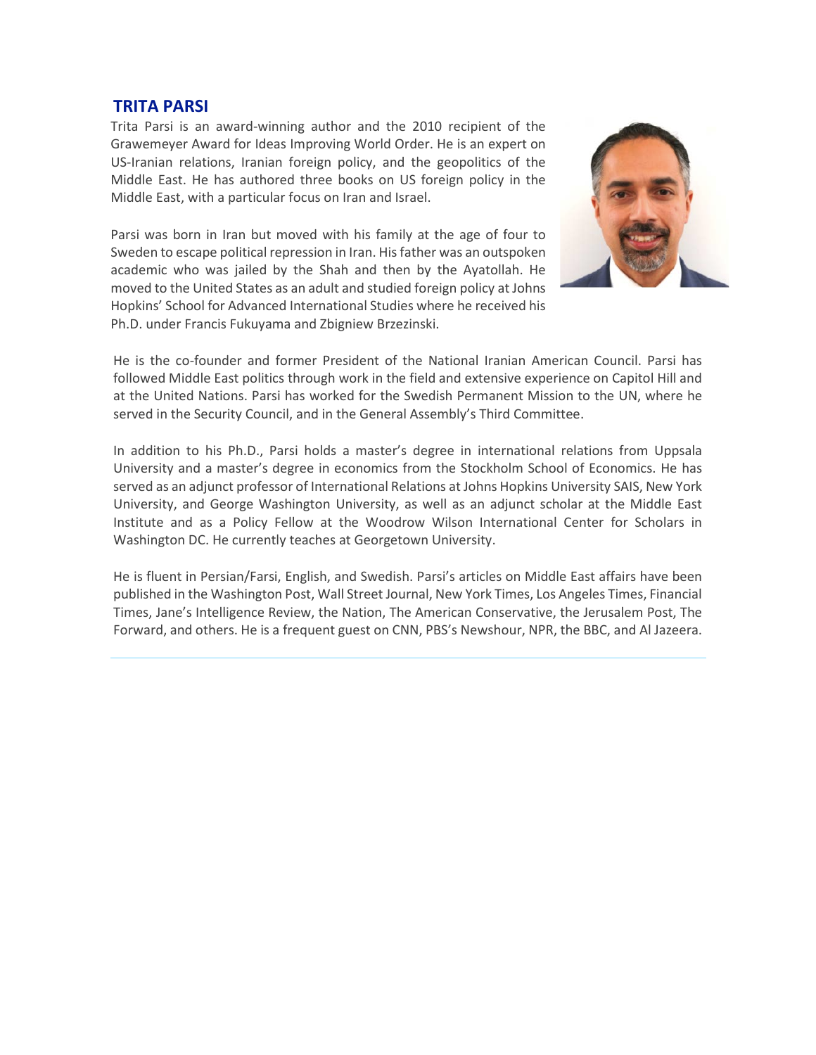## TRITA PARSI

Trita Parsi is an award-winning author and the 2010 recipient of the Grawemeyer Award for Ideas Improving World Order. He is an expert on US-Iranian relations, Iranian foreign policy, and the geopolitics of the Middle East. He has authored three books on US foreign policy in the Middle East, with a particular focus on Iran and Israel.

Parsi was born in Iran but moved with his family at the age of four to Sweden to escape political repression in Iran. His father was an outspoken academic who was jailed by the Shah and then by the Ayatollah. He moved to the United States as an adult and studied foreign policy at Johns Hopkins' School for Advanced International Studies where he received his Ph.D. under Francis Fukuyama and Zbigniew Brzezinski.

He is the co-founder and former President of the National Iranian American Council. Parsi has followed Middle East politics through work in the field and extensive experience on Capitol Hill and at the United Nations. Parsi has worked for the Swedish Permanent Mission to the UN, where he served in the Security Council, and in the General Assembly's Third Committee.

In addition to his Ph.D., Parsi holds a master's degree in international relations from Uppsala University and a master's degree in economics from the Stockholm School of Economics. He has served as an adjunct professor of International Relations at Johns Hopkins University SAIS, New York University, and George Washington University, as well as an adjunct scholar at the Middle East Institute and as a Policy Fellow at the Woodrow Wilson International Center for Scholars in Washington DC. He currently teaches at Georgetown University.

He is fluent in Persian/Farsi, English, and Swedish. Parsi's articles on Middle East affairs have been published in the Washington Post, Wall Street Journal, New York Times, Los Angeles Times, Financial Times, Jane's Intelligence Review, the Nation, The American Conservative, the Jerusalem Post, The Forward, and others. He is a frequent guest on CNN, PBS's Newshour, NPR, the BBC, and Al Jazeera.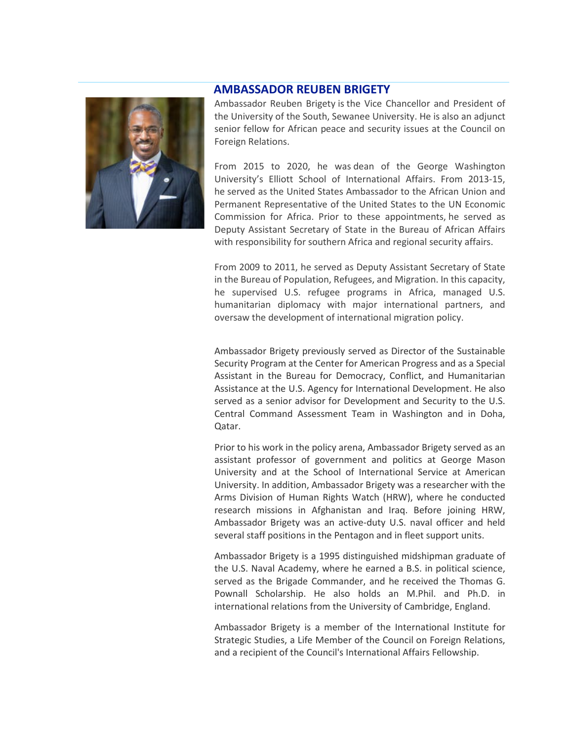## AMBASSADOR REUBEN BRIGETY

Ambassador Reuben Brigety is the Vice Chancellor and President of the University of the South, Sewanee University. He is also an adjunct senior fellow for African peace and security issues at the Council on Foreign Relations.

From 2015 to 2020, he was dean of the George Washington University's Elliott School of International Affairs. From 2013-15, he served as the United States Ambassador to the African Union and Permanent Representative of the United States to the UN Economic Commission for Africa. Prior to these appointments, he served as Deputy Assistant Secretary of State in the Bureau of African Affairs with responsibility for southern Africa and regional security affairs.

From 2009 to 2011, he served as Deputy Assistant Secretary of State in the Bureau of Population, Refugees, and Migration. In this capacity, he supervised U.S. refugee programs in Africa, managed U.S. humanitarian diplomacy with major international partners, and oversaw the development of international migration policy.

Ambassador Brigety previously served as Director of the Sustainable Security Program at the Center for American Progress and as a Special Assistant in the Bureau for Democracy, Conflict, and Humanitarian Assistance at the U.S. Agency for International Development. He also served as a senior advisor for Development and Security to the U.S. Central Command Assessment Team in Washington and in Doha, Qatar.

Prior to his work in the policy arena, Ambassador Brigety served as an assistant professor of government and politics at George Mason University and at the School of International Service at American University. In addition, Ambassador Brigety was a researcher with the Arms Division of Human Rights Watch (HRW), where he conducted research missions in Afghanistan and Iraq. Before joining HRW, Ambassador Brigety was an active-duty U.S. naval officer and held several staff positions in the Pentagon and in fleet support units.

Ambassador Brigety is a 1995 distinguished midshipman graduate of the U.S. Naval Academy, where he earned a B.S. in political science, served as the Brigade Commander, and he received the Thomas G. Pownall Scholarship. He also holds an M.Phil. and Ph.D. in international relations from the University of Cambridge, England.

Ambassador Brigety is a member of the International Institute for Strategic Studies, a Life Member of the Council on Foreign Relations, and a recipient of the Council's International Affairs Fellowship.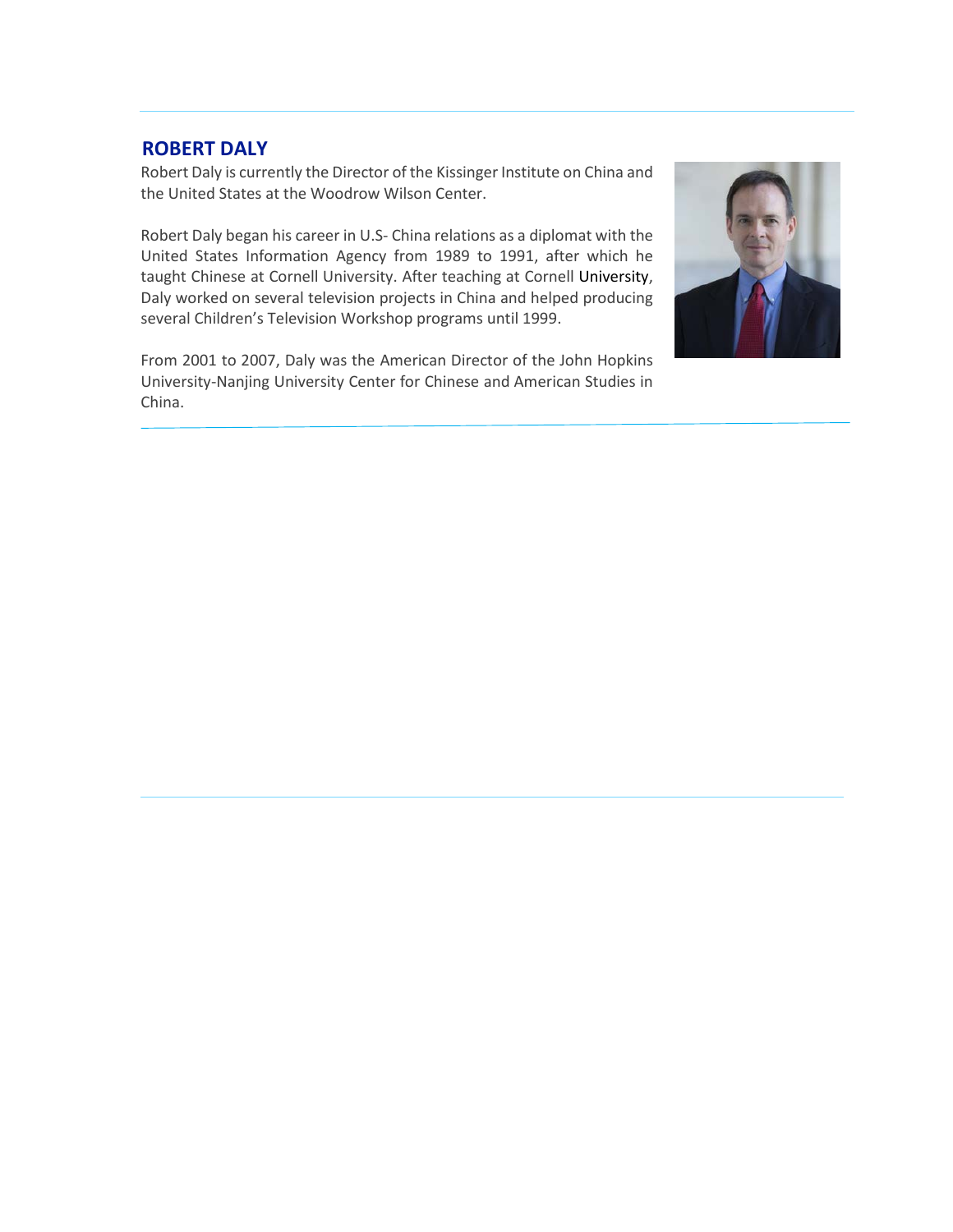## ROBERT DALY

Robert Daly is currently the Director of the Kissinger Institute on China and the United States at the Woodrow Wilson Center.

Robert Daly began his career in U.S- China relations as a diplomat with the United States Information Agency from 1989 to 1991, after which he taught Chinese at Cornell University. After teaching at Cornell University, Daly worked on several television projects in China and helped producing several Children's Television Workshop programs until 1999.

From 2001 to 2007, Daly was the American Director of the John Hopkins University-Nanjing University Center for Chinese and American Studies in China.